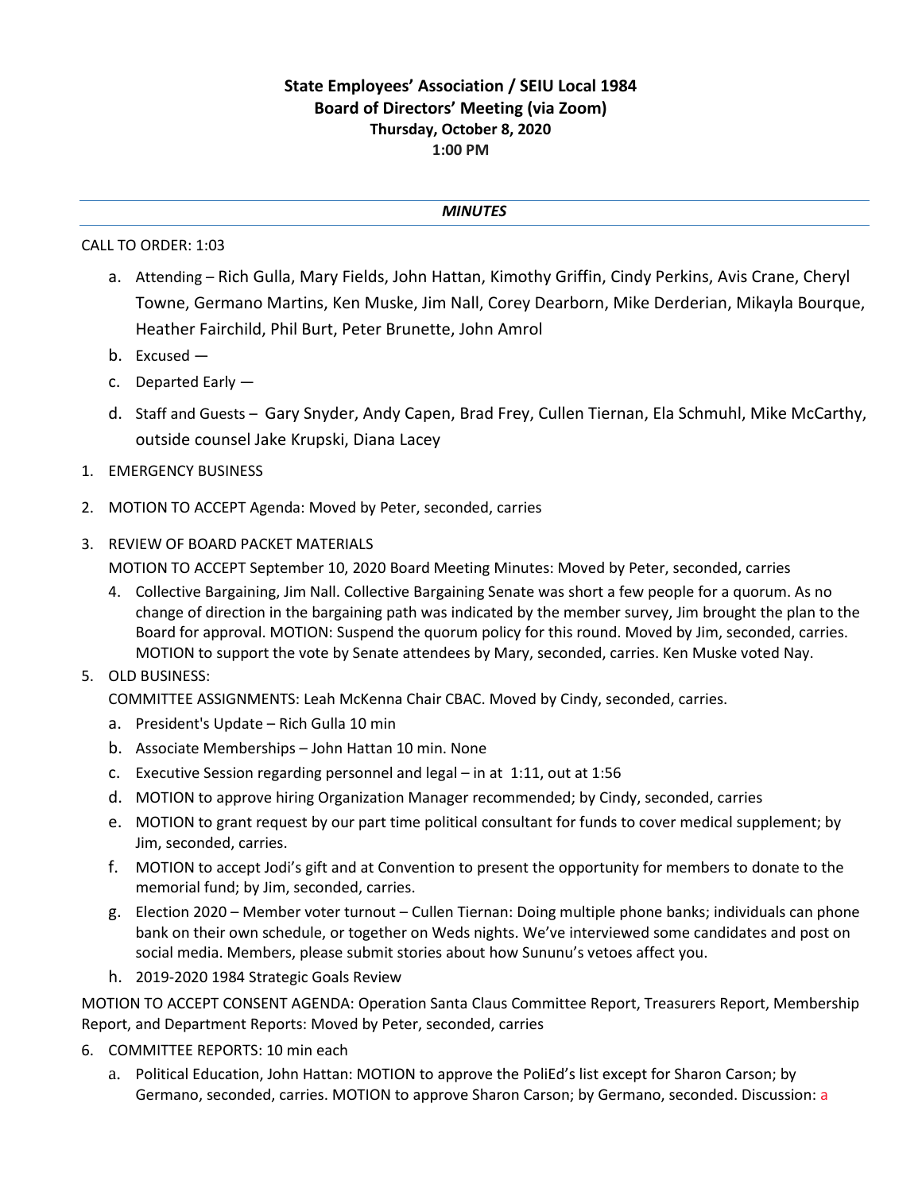**State Employees' Association / SEIU Local 1984**
**Board of Directors' Meeting (via Zoom)**
**Thursday, October 8, 2020**
**1:00 PM**

***MINUTES***

CALL TO ORDER: 1:03

a. Attending – Rich Gulla, Mary Fields, John Hattan, Kimothy Griffin, Cindy Perkins, Avis Crane, Cheryl Towne, Germano Martins, Ken Muske, Jim Nall, Corey Dearborn, Mike Derderian, Mikayla Bourque, Heather Fairchild, Phil Burt, Peter Brunette, John Amrol
b. Excused —
c. Departed Early —
d. Staff and Guests – Gary Snyder, Andy Capen, Brad Frey, Cullen Tiernan, Ela Schmuhl, Mike McCarthy, outside counsel Jake Krupski, Diana Lacey

1. EMERGENCY BUSINESS
2. MOTION TO ACCEPT Agenda: Moved by Peter, seconded, carries
3. REVIEW OF BOARD PACKET MATERIALS
   MOTION TO ACCEPT September 10, 2020 Board Meeting Minutes: Moved by Peter, seconded, carries
   4. Collective Bargaining, Jim Nall. Collective Bargaining Senate was short a few people for a quorum. As no change of direction in the bargaining path was indicated by the member survey, Jim brought the plan to the Board for approval. MOTION: Suspend the quorum policy for this round. Moved by Jim, seconded, carries. MOTION to support the vote by Senate attendees by Mary, seconded, carries. Ken Muske voted Nay.
5. OLD BUSINESS:
   COMMITTEE ASSIGNMENTS: Leah McKenna Chair CBAC. Moved by Cindy, seconded, carries.
   a. President's Update – Rich Gulla 10 min
   b. Associate Memberships – John Hattan 10 min. None
   c. Executive Session regarding personnel and legal – in at 1:11, out at 1:56
   d. MOTION to approve hiring Organization Manager recommended; by Cindy, seconded, carries
   e. MOTION to grant request by our part time political consultant for funds to cover medical supplement; by Jim, seconded, carries.
   f. MOTION to accept Jodi's gift and at Convention to present the opportunity for members to donate to the memorial fund; by Jim, seconded, carries.
   g. Election 2020 – Member voter turnout – Cullen Tiernan: Doing multiple phone banks; individuals can phone bank on their own schedule, or together on Weds nights. We've interviewed some candidates and post on social media. Members, please submit stories about how Sununu's vetoes affect you.
   h. 2019-2020 1984 Strategic Goals Review

MOTION TO ACCEPT CONSENT AGENDA: Operation Santa Claus Committee Report, Treasurers Report, Membership Report, and Department Reports: Moved by Peter, seconded, carries

6. COMMITTEE REPORTS: 10 min each
   a. Political Education, John Hattan: MOTION to approve the PoliEd's list except for Sharon Carson; by Germano, seconded, carries. MOTION to approve Sharon Carson; by Germano, seconded. Discussion: a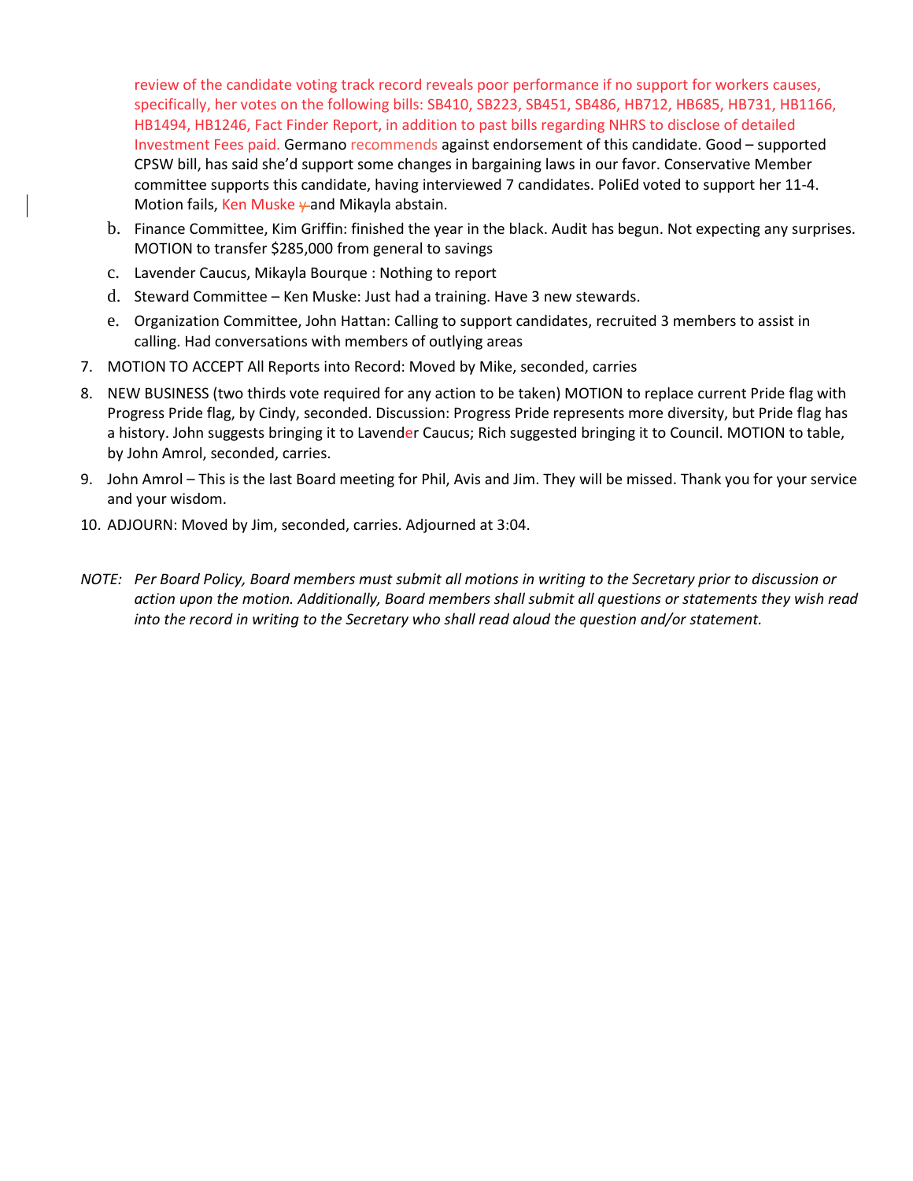review of the candidate voting track record reveals poor performance if no support for workers causes, specifically, her votes on the following bills: SB410, SB223, SB451, SB486, HB712, HB685, HB731, HB1166, HB1494, HB1246, Fact Finder Report, in addition to past bills regarding NHRS to disclose of detailed Investment Fees paid. Germano recommends against endorsement of this candidate. Good – supported CPSW bill, has said she'd support some changes in bargaining laws in our favor. Conservative Member committee supports this candidate, having interviewed 7 candidates. PoliEd voted to support her 11-4. Motion fails, Ken Muske y and Mikayla abstain.

b. Finance Committee, Kim Griffin: finished the year in the black. Audit has begun. Not expecting any surprises. MOTION to transfer $285,000 from general to savings
c. Lavender Caucus, Mikayla Bourque : Nothing to report
d. Steward Committee – Ken Muske: Just had a training. Have 3 new stewards.
e. Organization Committee, John Hattan: Calling to support candidates, recruited 3 members to assist in calling. Had conversations with members of outlying areas

7. MOTION TO ACCEPT All Reports into Record: Moved by Mike, seconded, carries
8. NEW BUSINESS (two thirds vote required for any action to be taken) MOTION to replace current Pride flag with Progress Pride flag, by Cindy, seconded. Discussion: Progress Pride represents more diversity, but Pride flag has a history. John suggests bringing it to Lavender Caucus; Rich suggested bringing it to Council. MOTION to table, by John Amrol, seconded, carries.
9. John Amrol – This is the last Board meeting for Phil, Avis and Jim. They will be missed. Thank you for your service and your wisdom.
10. ADJOURN: Moved by Jim, seconded, carries. Adjourned at 3:04.

*NOTE: Per Board Policy, Board members must submit all motions in writing to the Secretary prior to discussion or action upon the motion. Additionally, Board members shall submit all questions or statements they wish read into the record in writing to the Secretary who shall read aloud the question and/or statement.*